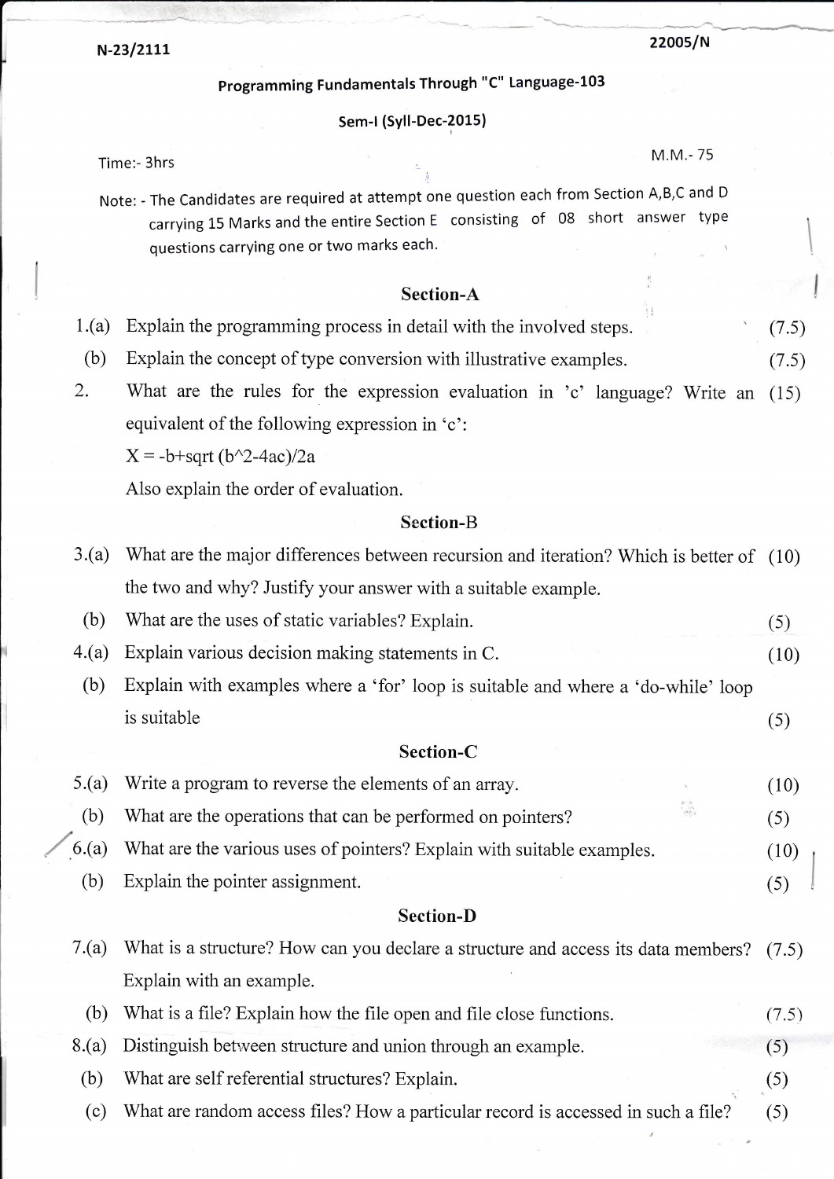N-23/2111

22005/N

**Programming Fundamentals Through "C" Language-103**

**Sem-I (Syll-Dec-2015)**

Time:- 3hrs

M.M.- 75

Note: - The Candidates are required at attempt one question each from Section A,B,C and D carrying 15 Marks and the entire Section E consisting of 08 short answer type questions carrying one or two marks each.

## Section-A

1.(a) Explain the programming process in detail with the involved steps. (7.5)

(b) Explain the concept of type conversion with illustrative examples. (7.5)

2. What are the rules for the expression evaluation in 'c' language? Write an equivalent of the following expression in 'c': (15)

X = -b+sqrt (b^2-4ac)/2a

Also explain the order of evaluation.

## Section-B

3.(a) What are the major differences between recursion and iteration? Which is better of the two and why? Justify your answer with a suitable example. (10)

(b) What are the uses of static variables? Explain. (5)

4.(a) Explain various decision making statements in C. (10)

(b) Explain with examples where a 'for' loop is suitable and where a 'do-while' loop is suitable (5)

## Section-C

5.(a) Write a program to reverse the elements of an array. (10)

(b) What are the operations that can be performed on pointers? (5)

6.(a) What are the various uses of pointers? Explain with suitable examples. (10)

(b) Explain the pointer assignment. (5)

## Section-D

7.(a) What is a structure? How can you declare a structure and access its data members? Explain with an example. (7.5)

(b) What is a file? Explain how the file open and file close functions. (7.5)

8.(a) Distinguish between structure and union through an example. (5)

(b) What are self referential structures? Explain. (5)

(c) What are random access files? How a particular record is accessed in such a file? (5)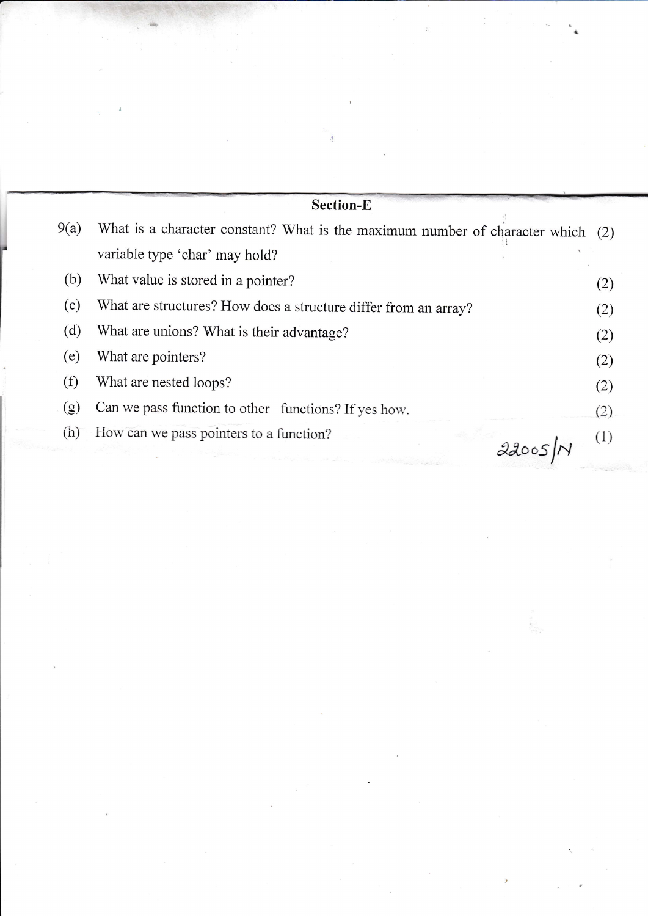## Section-E

9(a) What is a character constant? What is the maximum number of character which variable type 'char' may hold? (2)

(b) What value is stored in a pointer? (2)

(c) What are structures? How does a structure differ from an array? (2)

(d) What are unions? What is their advantage? (2)

(e) What are pointers? (2)

(f) What are nested loops? (2)

(g) Can we pass function to other functions? If yes how. (2)

(h) How can we pass pointers to a function? (1)

22005/N